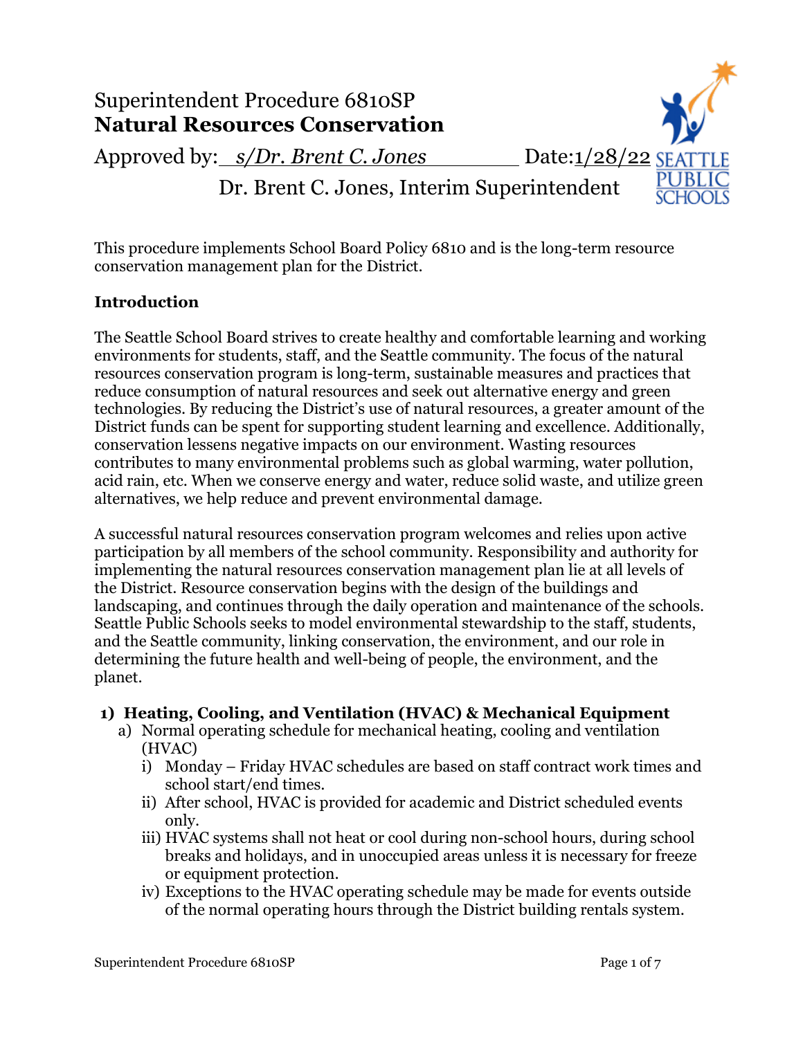# Superintendent Procedure 6810SP
## **Natural Resources Conservation**

Approved by: _s/Dr. Brent C. Jones_ Date: 1/28/22
Dr. Brent C. Jones, Interim Superintendent

This procedure implements School Board Policy 6810 and is the long-term resource conservation management plan for the District.

### **Introduction**

The Seattle School Board strives to create healthy and comfortable learning and working environments for students, staff, and the Seattle community. The focus of the natural resources conservation program is long-term, sustainable measures and practices that reduce consumption of natural resources and seek out alternative energy and green technologies. By reducing the District's use of natural resources, a greater amount of the District funds can be spent for supporting student learning and excellence. Additionally, conservation lessens negative impacts on our environment. Wasting resources contributes to many environmental problems such as global warming, water pollution, acid rain, etc. When we conserve energy and water, reduce solid waste, and utilize green alternatives, we help reduce and prevent environmental damage.

A successful natural resources conservation program welcomes and relies upon active participation by all members of the school community. Responsibility and authority for implementing the natural resources conservation management plan lie at all levels of the District. Resource conservation begins with the design of the buildings and landscaping, and continues through the daily operation and maintenance of the schools. Seattle Public Schools seeks to model environmental stewardship to the staff, students, and the Seattle community, linking conservation, the environment, and our role in determining the future health and well-being of people, the environment, and the planet.

1) **Heating, Cooling, and Ventilation (HVAC) & Mechanical Equipment**
   a) Normal operating schedule for mechanical heating, cooling and ventilation (HVAC)
      i) Monday – Friday HVAC schedules are based on staff contract work times and school start/end times.
      ii) After school, HVAC is provided for academic and District scheduled events only.
      iii) HVAC systems shall not heat or cool during non-school hours, during school breaks and holidays, and in unoccupied areas unless it is necessary for freeze or equipment protection.
      iv) Exceptions to the HVAC operating schedule may be made for events outside of the normal operating hours through the District building rentals system.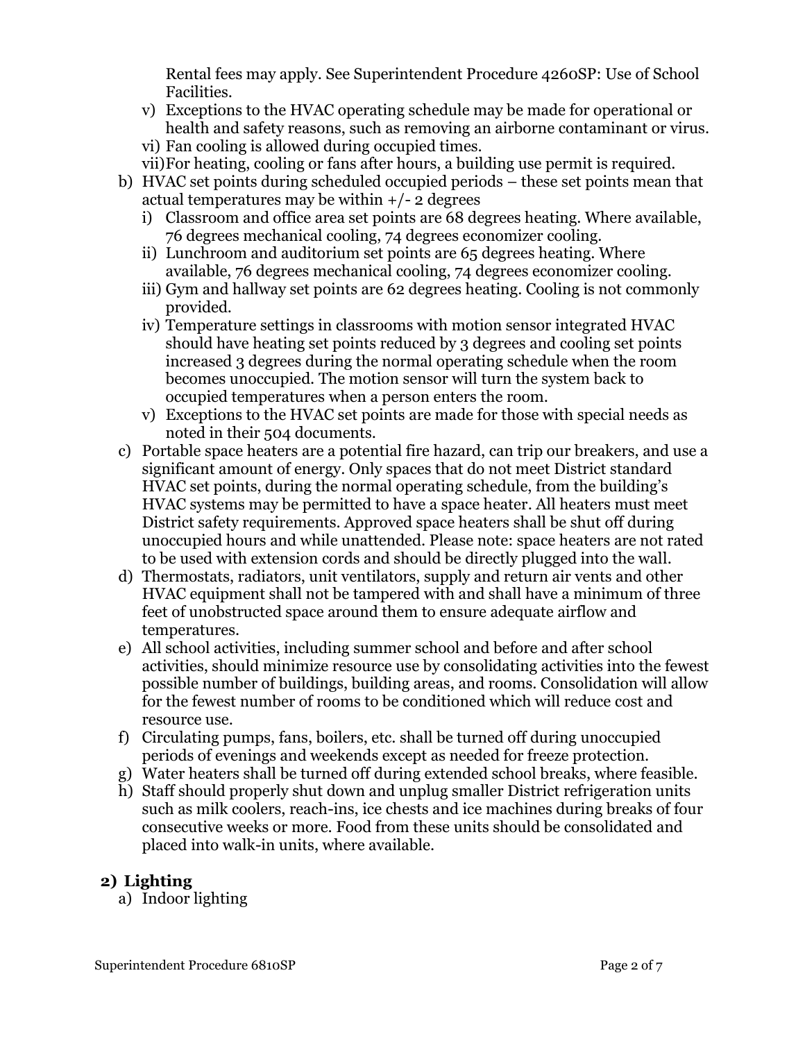Rental fees may apply. See Superintendent Procedure 4260SP: Use of School Facilities.

   v) Exceptions to the HVAC operating schedule may be made for operational or health and safety reasons, such as removing an airborne contaminant or virus.
   vi) Fan cooling is allowed during occupied times.
   vii) For heating, cooling or fans after hours, a building use permit is required.

b) HVAC set points during scheduled occupied periods – these set points mean that actual temperatures may be within +/- 2 degrees
   i) Classroom and office area set points are 68 degrees heating. Where available, 76 degrees mechanical cooling, 74 degrees economizer cooling.
   ii) Lunchroom and auditorium set points are 65 degrees heating. Where available, 76 degrees mechanical cooling, 74 degrees economizer cooling.
   iii) Gym and hallway set points are 62 degrees heating. Cooling is not commonly provided.
   iv) Temperature settings in classrooms with motion sensor integrated HVAC should have heating set points reduced by 3 degrees and cooling set points increased 3 degrees during the normal operating schedule when the room becomes unoccupied. The motion sensor will turn the system back to occupied temperatures when a person enters the room.
   v) Exceptions to the HVAC set points are made for those with special needs as noted in their 504 documents.

c) Portable space heaters are a potential fire hazard, can trip our breakers, and use a significant amount of energy. Only spaces that do not meet District standard HVAC set points, during the normal operating schedule, from the building's HVAC systems may be permitted to have a space heater. All heaters must meet District safety requirements. Approved space heaters shall be shut off during unoccupied hours and while unattended. Please note: space heaters are not rated to be used with extension cords and should be directly plugged into the wall.

d) Thermostats, radiators, unit ventilators, supply and return air vents and other HVAC equipment shall not be tampered with and shall have a minimum of three feet of unobstructed space around them to ensure adequate airflow and temperatures.

e) All school activities, including summer school and before and after school activities, should minimize resource use by consolidating activities into the fewest possible number of buildings, building areas, and rooms. Consolidation will allow for the fewest number of rooms to be conditioned which will reduce cost and resource use.

f) Circulating pumps, fans, boilers, etc. shall be turned off during unoccupied periods of evenings and weekends except as needed for freeze protection.

g) Water heaters shall be turned off during extended school breaks, where feasible.

h) Staff should properly shut down and unplug smaller District refrigeration units such as milk coolers, reach-ins, ice chests and ice machines during breaks of four consecutive weeks or more. Food from these units should be consolidated and placed into walk-in units, where available.

## 2) Lighting

a) Indoor lighting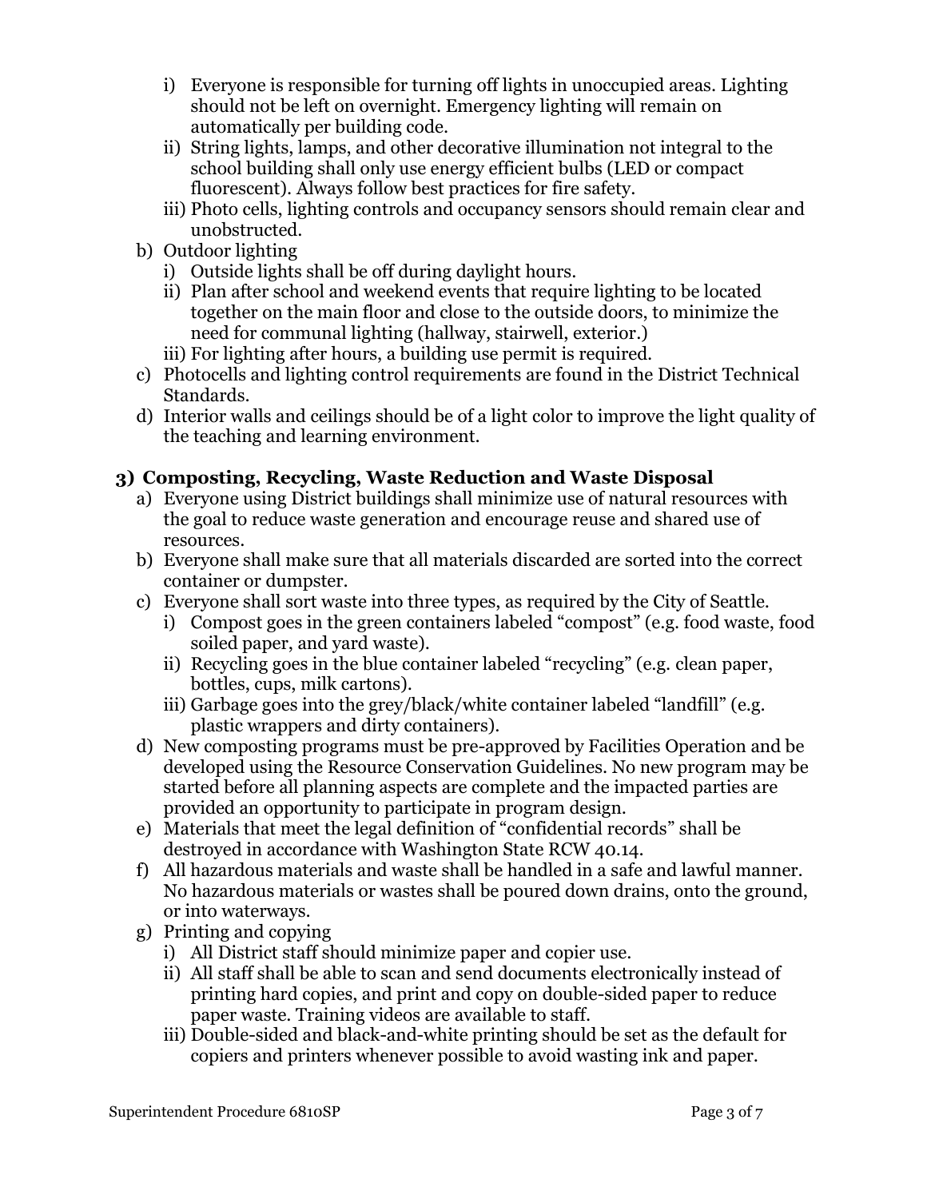i) Everyone is responsible for turning off lights in unoccupied areas. Lighting should not be left on overnight. Emergency lighting will remain on automatically per building code.

ii) String lights, lamps, and other decorative illumination not integral to the school building shall only use energy efficient bulbs (LED or compact fluorescent). Always follow best practices for fire safety.

iii) Photo cells, lighting controls and occupancy sensors should remain clear and unobstructed.

b) Outdoor lighting

i) Outside lights shall be off during daylight hours.

ii) Plan after school and weekend events that require lighting to be located together on the main floor and close to the outside doors, to minimize the need for communal lighting (hallway, stairwell, exterior.)

iii) For lighting after hours, a building use permit is required.

c) Photocells and lighting control requirements are found in the District Technical Standards.

d) Interior walls and ceilings should be of a light color to improve the light quality of the teaching and learning environment.

### 3) Composting, Recycling, Waste Reduction and Waste Disposal

a) Everyone using District buildings shall minimize use of natural resources with the goal to reduce waste generation and encourage reuse and shared use of resources.

b) Everyone shall make sure that all materials discarded are sorted into the correct container or dumpster.

c) Everyone shall sort waste into three types, as required by the City of Seattle.

i) Compost goes in the green containers labeled "compost" (e.g. food waste, food soiled paper, and yard waste).

ii) Recycling goes in the blue container labeled "recycling" (e.g. clean paper, bottles, cups, milk cartons).

iii) Garbage goes into the grey/black/white container labeled "landfill" (e.g. plastic wrappers and dirty containers).

d) New composting programs must be pre-approved by Facilities Operation and be developed using the Resource Conservation Guidelines. No new program may be started before all planning aspects are complete and the impacted parties are provided an opportunity to participate in program design.

e) Materials that meet the legal definition of "confidential records" shall be destroyed in accordance with Washington State RCW 40.14.

f) All hazardous materials and waste shall be handled in a safe and lawful manner. No hazardous materials or wastes shall be poured down drains, onto the ground, or into waterways.

g) Printing and copying

i) All District staff should minimize paper and copier use.

ii) All staff shall be able to scan and send documents electronically instead of printing hard copies, and print and copy on double-sided paper to reduce paper waste. Training videos are available to staff.

iii) Double-sided and black-and-white printing should be set as the default for copiers and printers whenever possible to avoid wasting ink and paper.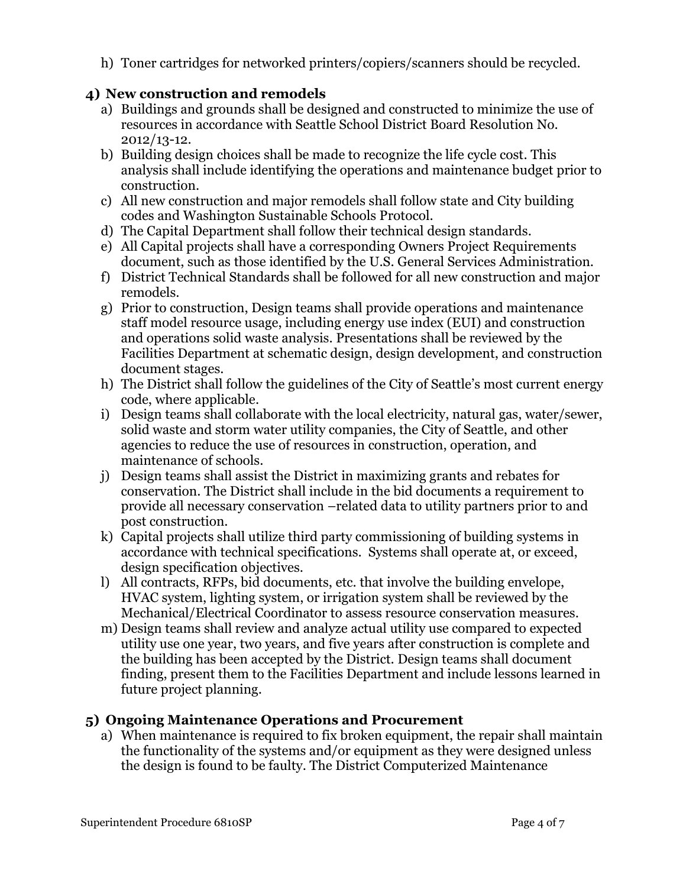h) Toner cartridges for networked printers/copiers/scanners should be recycled.

**4) New construction and remodels**

a) Buildings and grounds shall be designed and constructed to minimize the use of resources in accordance with Seattle School District Board Resolution No. 2012/13-12.

b) Building design choices shall be made to recognize the life cycle cost. This analysis shall include identifying the operations and maintenance budget prior to construction.

c) All new construction and major remodels shall follow state and City building codes and Washington Sustainable Schools Protocol.

d) The Capital Department shall follow their technical design standards.

e) All Capital projects shall have a corresponding Owners Project Requirements document, such as those identified by the U.S. General Services Administration.

f) District Technical Standards shall be followed for all new construction and major remodels.

g) Prior to construction, Design teams shall provide operations and maintenance staff model resource usage, including energy use index (EUI) and construction and operations solid waste analysis. Presentations shall be reviewed by the Facilities Department at schematic design, design development, and construction document stages.

h) The District shall follow the guidelines of the City of Seattle's most current energy code, where applicable.

i) Design teams shall collaborate with the local electricity, natural gas, water/sewer, solid waste and storm water utility companies, the City of Seattle, and other agencies to reduce the use of resources in construction, operation, and maintenance of schools.

j) Design teams shall assist the District in maximizing grants and rebates for conservation. The District shall include in the bid documents a requirement to provide all necessary conservation –related data to utility partners prior to and post construction.

k) Capital projects shall utilize third party commissioning of building systems in accordance with technical specifications. Systems shall operate at, or exceed, design specification objectives.

l) All contracts, RFPs, bid documents, etc. that involve the building envelope, HVAC system, lighting system, or irrigation system shall be reviewed by the Mechanical/Electrical Coordinator to assess resource conservation measures.

m) Design teams shall review and analyze actual utility use compared to expected utility use one year, two years, and five years after construction is complete and the building has been accepted by the District. Design teams shall document finding, present them to the Facilities Department and include lessons learned in future project planning.

**5) Ongoing Maintenance Operations and Procurement**

a) When maintenance is required to fix broken equipment, the repair shall maintain the functionality of the systems and/or equipment as they were designed unless the design is found to be faulty. The District Computerized Maintenance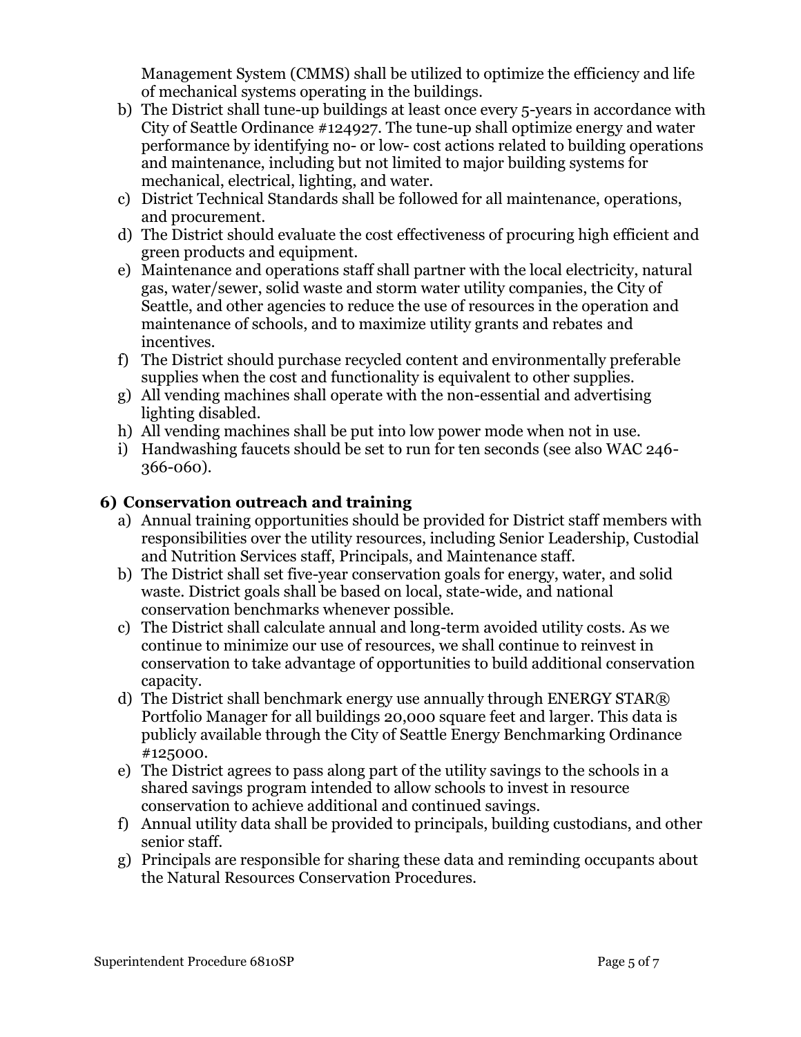Management System (CMMS) shall be utilized to optimize the efficiency and life of mechanical systems operating in the buildings.

b) The District shall tune-up buildings at least once every 5-years in accordance with City of Seattle Ordinance #124927. The tune-up shall optimize energy and water performance by identifying no- or low- cost actions related to building operations and maintenance, including but not limited to major building systems for mechanical, electrical, lighting, and water.

c) District Technical Standards shall be followed for all maintenance, operations, and procurement.

d) The District should evaluate the cost effectiveness of procuring high efficient and green products and equipment.

e) Maintenance and operations staff shall partner with the local electricity, natural gas, water/sewer, solid waste and storm water utility companies, the City of Seattle, and other agencies to reduce the use of resources in the operation and maintenance of schools, and to maximize utility grants and rebates and incentives.

f) The District should purchase recycled content and environmentally preferable supplies when the cost and functionality is equivalent to other supplies.

g) All vending machines shall operate with the non-essential and advertising lighting disabled.

h) All vending machines shall be put into low power mode when not in use.

i) Handwashing faucets should be set to run for ten seconds (see also WAC 246-366-060).

## 6) Conservation outreach and training

a) Annual training opportunities should be provided for District staff members with responsibilities over the utility resources, including Senior Leadership, Custodial and Nutrition Services staff, Principals, and Maintenance staff.

b) The District shall set five-year conservation goals for energy, water, and solid waste. District goals shall be based on local, state-wide, and national conservation benchmarks whenever possible.

c) The District shall calculate annual and long-term avoided utility costs. As we continue to minimize our use of resources, we shall continue to reinvest in conservation to take advantage of opportunities to build additional conservation capacity.

d) The District shall benchmark energy use annually through ENERGY STAR® Portfolio Manager for all buildings 20,000 square feet and larger. This data is publicly available through the City of Seattle Energy Benchmarking Ordinance #125000.

e) The District agrees to pass along part of the utility savings to the schools in a shared savings program intended to allow schools to invest in resource conservation to achieve additional and continued savings.

f) Annual utility data shall be provided to principals, building custodians, and other senior staff.

g) Principals are responsible for sharing these data and reminding occupants about the Natural Resources Conservation Procedures.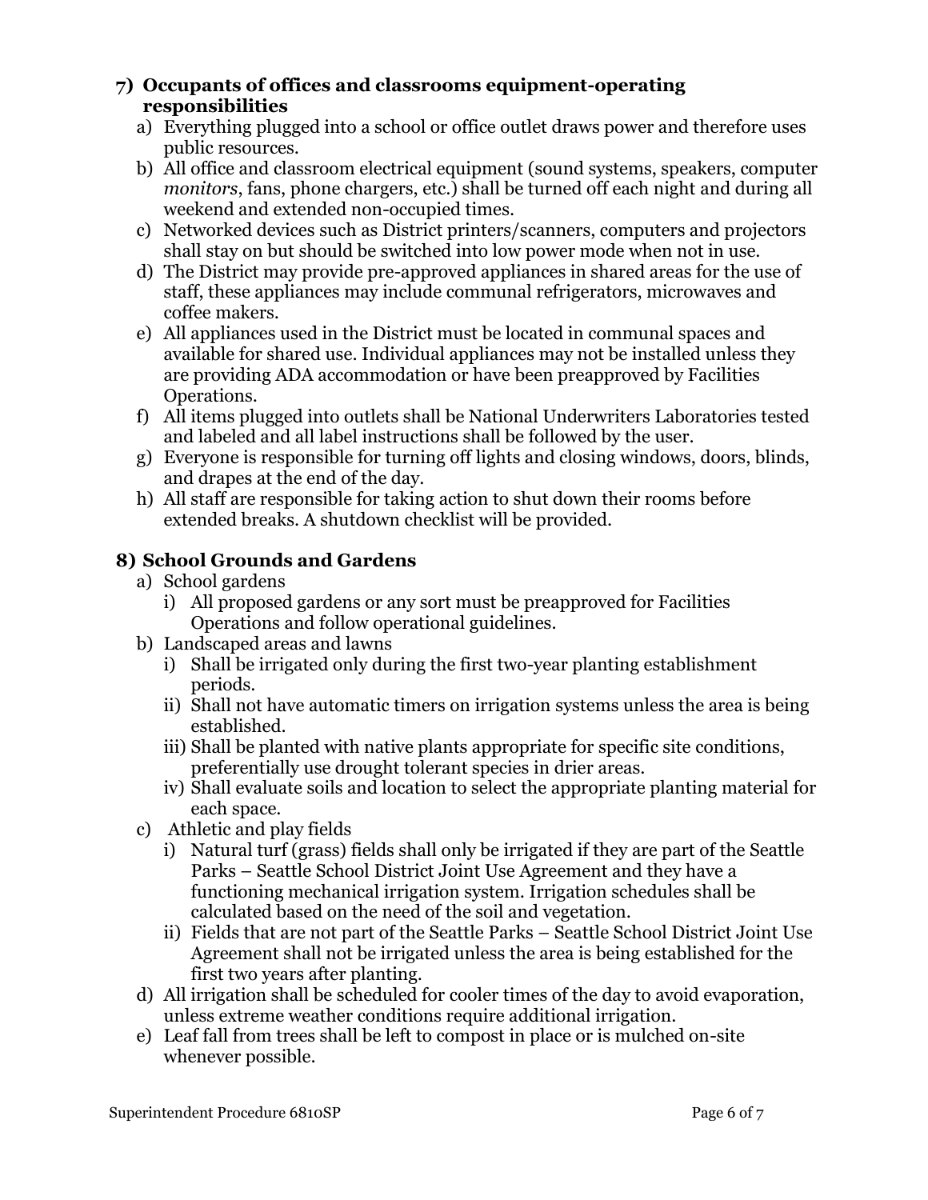## 7) Occupants of offices and classrooms equipment-operating responsibilities

a) Everything plugged into a school or office outlet draws power and therefore uses public resources.

b) All office and classroom electrical equipment (sound systems, speakers, computer *monitors*, fans, phone chargers, etc.) shall be turned off each night and during all weekend and extended non-occupied times.

c) Networked devices such as District printers/scanners, computers and projectors shall stay on but should be switched into low power mode when not in use.

d) The District may provide pre-approved appliances in shared areas for the use of staff, these appliances may include communal refrigerators, microwaves and coffee makers.

e) All appliances used in the District must be located in communal spaces and available for shared use. Individual appliances may not be installed unless they are providing ADA accommodation or have been preapproved by Facilities Operations.

f) All items plugged into outlets shall be National Underwriters Laboratories tested and labeled and all label instructions shall be followed by the user.

g) Everyone is responsible for turning off lights and closing windows, doors, blinds, and drapes at the end of the day.

h) All staff are responsible for taking action to shut down their rooms before extended breaks. A shutdown checklist will be provided.

## 8) School Grounds and Gardens

a) School gardens
   - i) All proposed gardens or any sort must be preapproved for Facilities Operations and follow operational guidelines.

b) Landscaped areas and lawns
   - i) Shall be irrigated only during the first two-year planting establishment periods.
   - ii) Shall not have automatic timers on irrigation systems unless the area is being established.
   - iii) Shall be planted with native plants appropriate for specific site conditions, preferentially use drought tolerant species in drier areas.
   - iv) Shall evaluate soils and location to select the appropriate planting material for each space.

c) Athletic and play fields
   - i) Natural turf (grass) fields shall only be irrigated if they are part of the Seattle Parks – Seattle School District Joint Use Agreement and they have a functioning mechanical irrigation system. Irrigation schedules shall be calculated based on the need of the soil and vegetation.
   - ii) Fields that are not part of the Seattle Parks – Seattle School District Joint Use Agreement shall not be irrigated unless the area is being established for the first two years after planting.

d) All irrigation shall be scheduled for cooler times of the day to avoid evaporation, unless extreme weather conditions require additional irrigation.

e) Leaf fall from trees shall be left to compost in place or is mulched on-site whenever possible.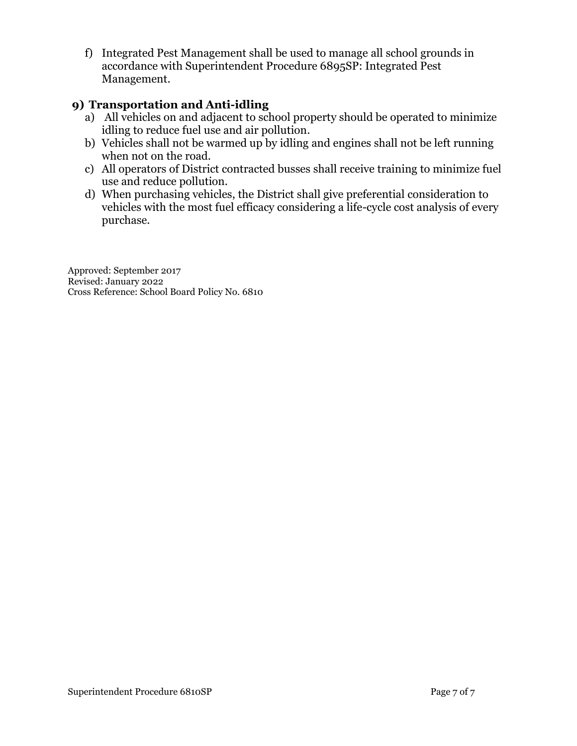f) Integrated Pest Management shall be used to manage all school grounds in accordance with Superintendent Procedure 6895SP: Integrated Pest Management.

## 9) Transportation and Anti-idling

a) All vehicles on and adjacent to school property should be operated to minimize idling to reduce fuel use and air pollution.

b) Vehicles shall not be warmed up by idling and engines shall not be left running when not on the road.

c) All operators of District contracted busses shall receive training to minimize fuel use and reduce pollution.

d) When purchasing vehicles, the District shall give preferential consideration to vehicles with the most fuel efficacy considering a life-cycle cost analysis of every purchase.

Approved: September 2017
Revised: January 2022
Cross Reference: School Board Policy No. 6810